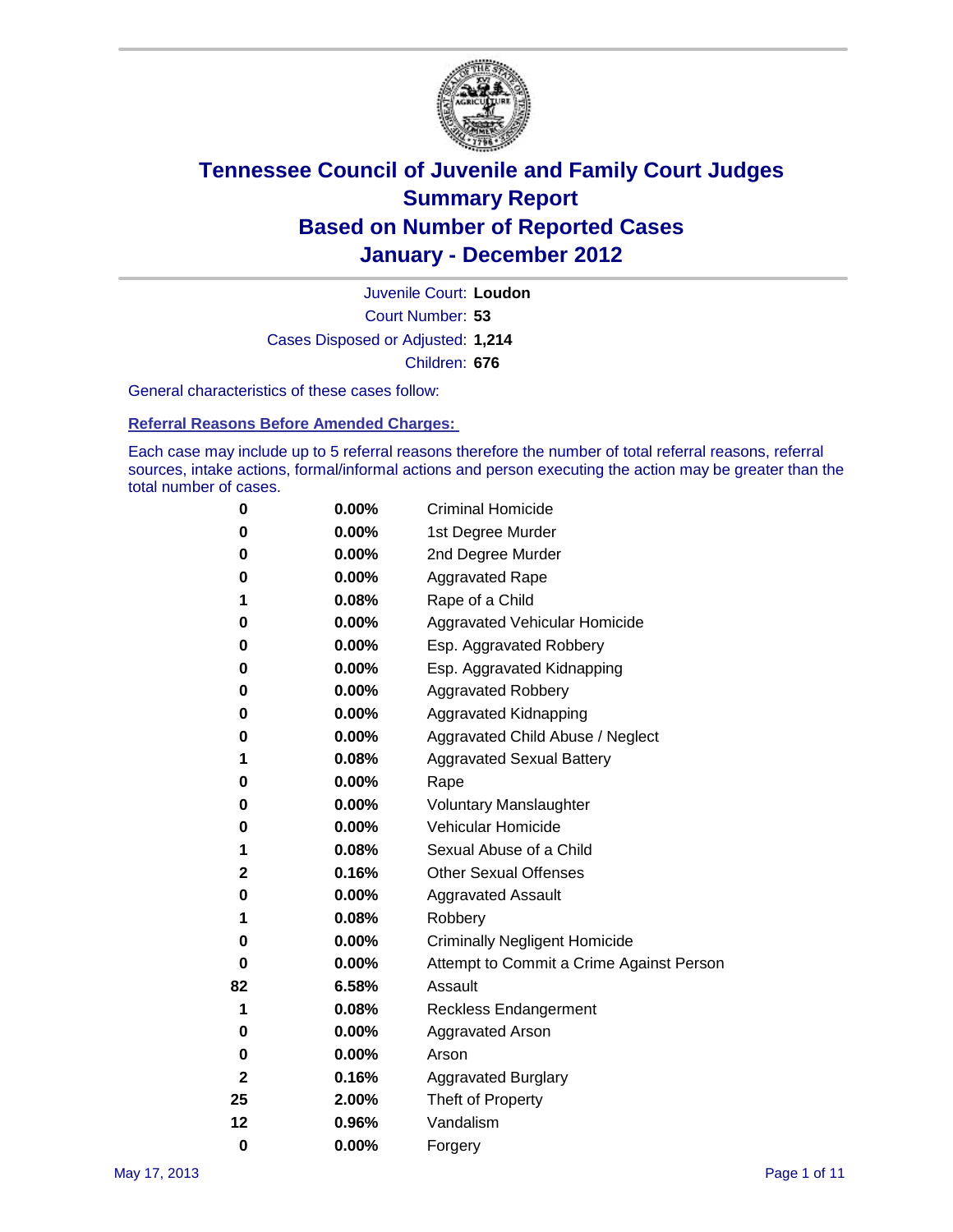# Tennessee Council of Juvenile and Family Court Judges
# Summary Report
# Based on Number of Reported Cases
# January - December 2012

Juvenile Court: **Loudon**

Court Number: **53**

Cases Disposed or Adjusted: **1,214**

Children: **676**

General characteristics of these cases follow:

## Referral Reasons Before Amended Charges:

Each case may include up to 5 referral reasons therefore the number of total referral reasons, referral sources, intake actions, formal/informal actions and person executing the action may be greater than the total number of cases.

| Count | Percent | Referral Reason |
|---|---|---|
| 0 | 0.00% | Criminal Homicide |
| 0 | 0.00% | 1st Degree Murder |
| 0 | 0.00% | 2nd Degree Murder |
| 0 | 0.00% | Aggravated Rape |
| 1 | 0.08% | Rape of a Child |
| 0 | 0.00% | Aggravated Vehicular Homicide |
| 0 | 0.00% | Esp. Aggravated Robbery |
| 0 | 0.00% | Esp. Aggravated Kidnapping |
| 0 | 0.00% | Aggravated Robbery |
| 0 | 0.00% | Aggravated Kidnapping |
| 0 | 0.00% | Aggravated Child Abuse / Neglect |
| 1 | 0.08% | Aggravated Sexual Battery |
| 0 | 0.00% | Rape |
| 0 | 0.00% | Voluntary Manslaughter |
| 0 | 0.00% | Vehicular Homicide |
| 1 | 0.08% | Sexual Abuse of a Child |
| 2 | 0.16% | Other Sexual Offenses |
| 0 | 0.00% | Aggravated Assault |
| 1 | 0.08% | Robbery |
| 0 | 0.00% | Criminally Negligent Homicide |
| 0 | 0.00% | Attempt to Commit a Crime Against Person |
| 82 | 6.58% | Assault |
| 1 | 0.08% | Reckless Endangerment |
| 0 | 0.00% | Aggravated Arson |
| 0 | 0.00% | Arson |
| 2 | 0.16% | Aggravated Burglary |
| 25 | 2.00% | Theft of Property |
| 12 | 0.96% | Vandalism |
| 0 | 0.00% | Forgery |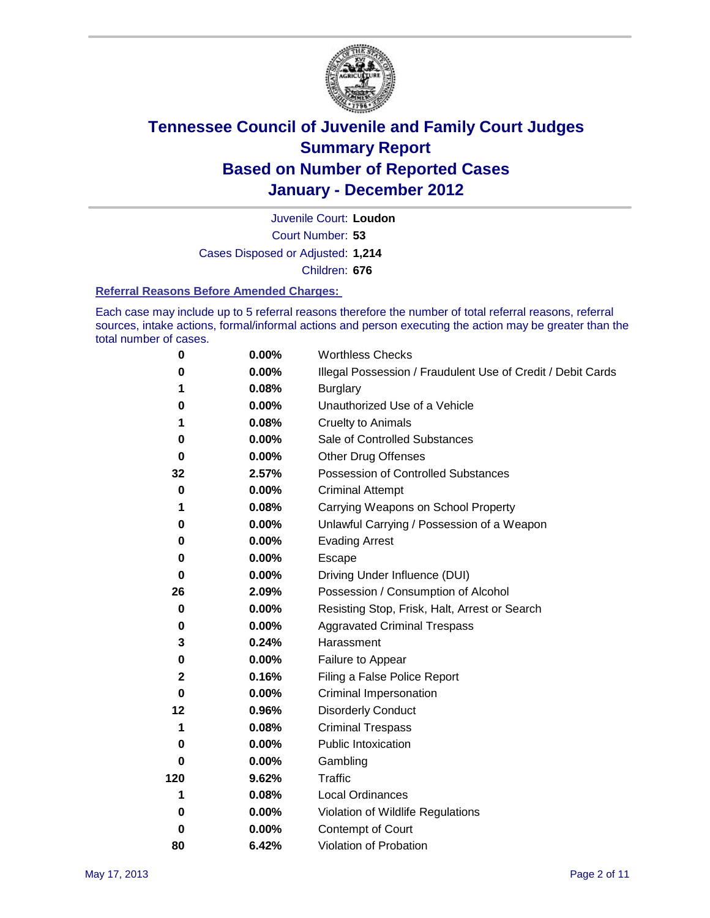# Tennessee Council of Juvenile and Family Court Judges
## Summary Report
## Based on Number of Reported Cases
## January - December 2012

Juvenile Court: **Loudon**

Court Number: **53**

Cases Disposed or Adjusted: **1,214**

Children: **676**

### Referral Reasons Before Amended Charges:

Each case may include up to 5 referral reasons therefore the number of total referral reasons, referral sources, intake actions, formal/informal actions and person executing the action may be greater than the total number of cases.

| Count | Percent | Referral Reason |
|---|---|---|
| 0 | 0.00% | Worthless Checks |
| 0 | 0.00% | Illegal Possession / Fraudulent Use of Credit / Debit Cards |
| 1 | 0.08% | Burglary |
| 0 | 0.00% | Unauthorized Use of a Vehicle |
| 1 | 0.08% | Cruelty to Animals |
| 0 | 0.00% | Sale of Controlled Substances |
| 0 | 0.00% | Other Drug Offenses |
| 32 | 2.57% | Possession of Controlled Substances |
| 0 | 0.00% | Criminal Attempt |
| 1 | 0.08% | Carrying Weapons on School Property |
| 0 | 0.00% | Unlawful Carrying / Possession of a Weapon |
| 0 | 0.00% | Evading Arrest |
| 0 | 0.00% | Escape |
| 0 | 0.00% | Driving Under Influence (DUI) |
| 26 | 2.09% | Possession / Consumption of Alcohol |
| 0 | 0.00% | Resisting Stop, Frisk, Halt, Arrest or Search |
| 0 | 0.00% | Aggravated Criminal Trespass |
| 3 | 0.24% | Harassment |
| 0 | 0.00% | Failure to Appear |
| 2 | 0.16% | Filing a False Police Report |
| 0 | 0.00% | Criminal Impersonation |
| 12 | 0.96% | Disorderly Conduct |
| 1 | 0.08% | Criminal Trespass |
| 0 | 0.00% | Public Intoxication |
| 0 | 0.00% | Gambling |
| 120 | 9.62% | Traffic |
| 1 | 0.08% | Local Ordinances |
| 0 | 0.00% | Violation of Wildlife Regulations |
| 0 | 0.00% | Contempt of Court |
| 80 | 6.42% | Violation of Probation |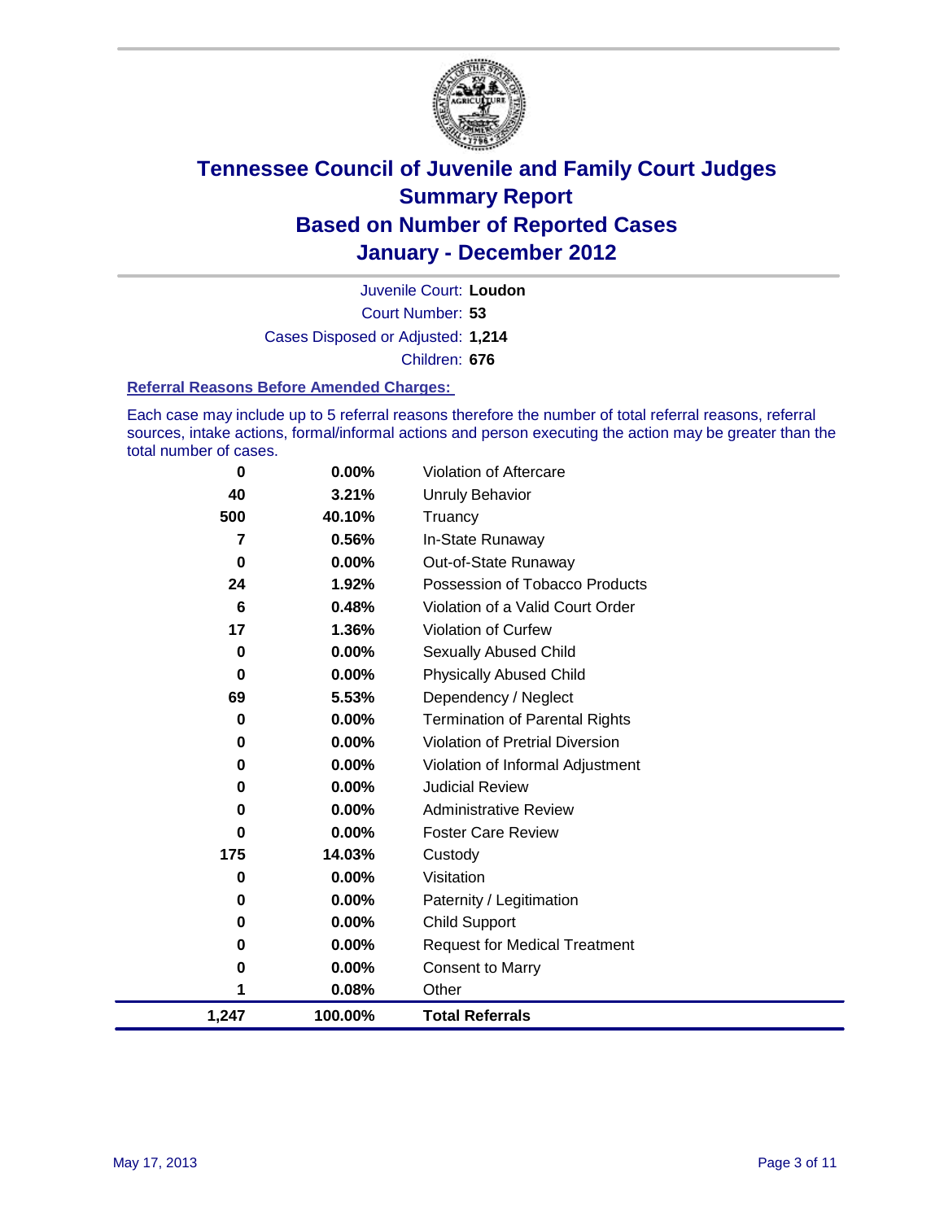# Tennessee Council of Juvenile and Family Court Judges
## Summary Report
## Based on Number of Reported Cases
## January - December 2012

Juvenile Court: **Loudon**
Court Number: **53**
Cases Disposed or Adjusted: **1,214**
Children: **676**

### Referral Reasons Before Amended Charges:

Each case may include up to 5 referral reasons therefore the number of total referral reasons, referral sources, intake actions, formal/informal actions and person executing the action may be greater than the total number of cases.

| Count | Percent | Referral Reason |
|---|---|---|
| 0 | 0.00% | Violation of Aftercare |
| 40 | 3.21% | Unruly Behavior |
| 500 | 40.10% | Truancy |
| 7 | 0.56% | In-State Runaway |
| 0 | 0.00% | Out-of-State Runaway |
| 24 | 1.92% | Possession of Tobacco Products |
| 6 | 0.48% | Violation of a Valid Court Order |
| 17 | 1.36% | Violation of Curfew |
| 0 | 0.00% | Sexually Abused Child |
| 0 | 0.00% | Physically Abused Child |
| 69 | 5.53% | Dependency / Neglect |
| 0 | 0.00% | Termination of Parental Rights |
| 0 | 0.00% | Violation of Pretrial Diversion |
| 0 | 0.00% | Violation of Informal Adjustment |
| 0 | 0.00% | Judicial Review |
| 0 | 0.00% | Administrative Review |
| 0 | 0.00% | Foster Care Review |
| 175 | 14.03% | Custody |
| 0 | 0.00% | Visitation |
| 0 | 0.00% | Paternity / Legitimation |
| 0 | 0.00% | Child Support |
| 0 | 0.00% | Request for Medical Treatment |
| 0 | 0.00% | Consent to Marry |
| 1 | 0.08% | Other |
| **1,247** | **100.00%** | **Total Referrals** |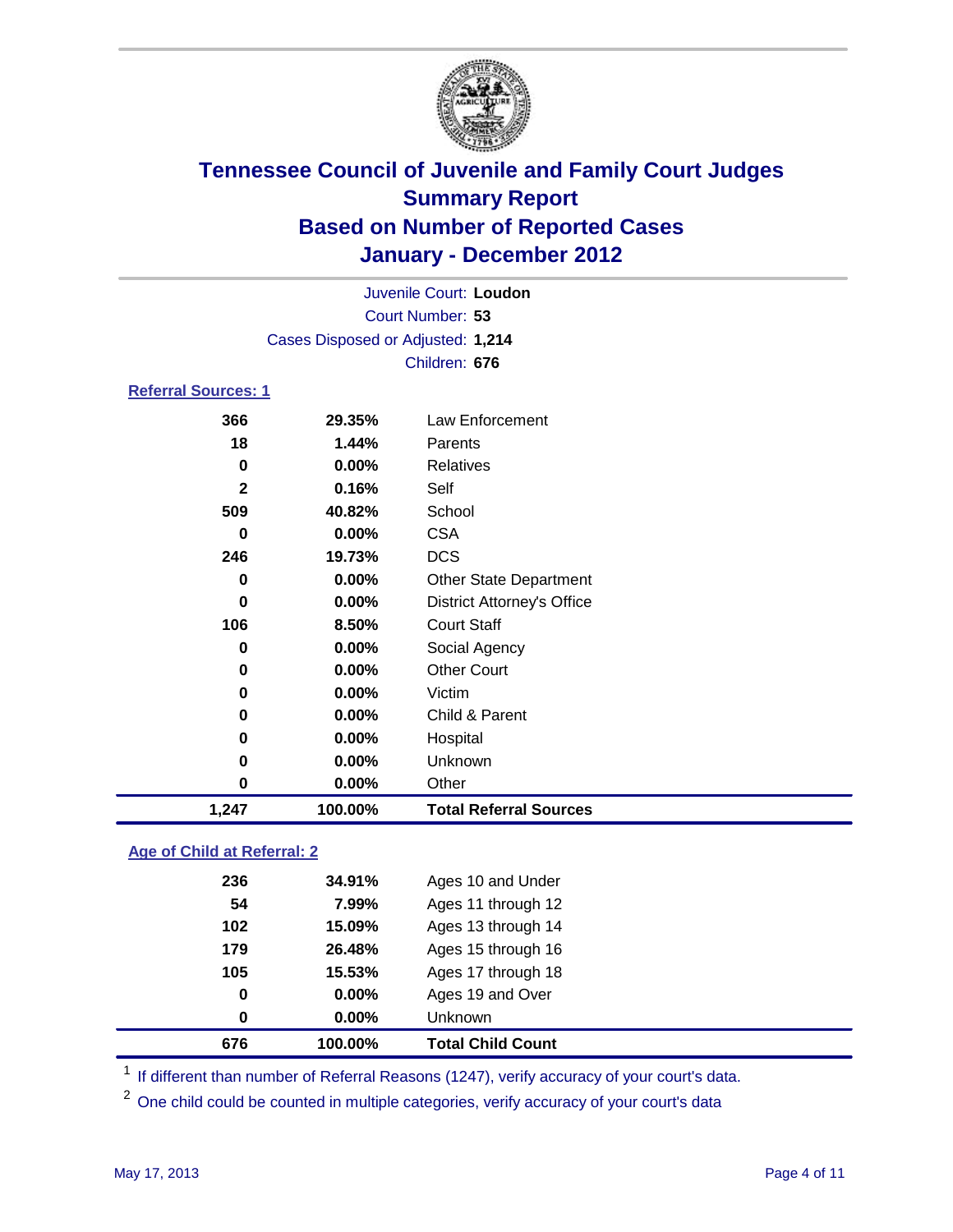# Tennessee Council of Juvenile and Family Court Judges
## Summary Report
## Based on Number of Reported Cases
## January - December 2012

Juvenile Court: **Loudon**
Court Number: **53**
Cases Disposed or Adjusted: **1,214**
Children: **676**

### Referral Sources: 1

| | | |
|---|---|---|
| 366 | 29.35% | Law Enforcement |
| 18 | 1.44% | Parents |
| 0 | 0.00% | Relatives |
| 2 | 0.16% | Self |
| 509 | 40.82% | School |
| 0 | 0.00% | CSA |
| 246 | 19.73% | DCS |
| 0 | 0.00% | Other State Department |
| 0 | 0.00% | District Attorney's Office |
| 106 | 8.50% | Court Staff |
| 0 | 0.00% | Social Agency |
| 0 | 0.00% | Other Court |
| 0 | 0.00% | Victim |
| 0 | 0.00% | Child & Parent |
| 0 | 0.00% | Hospital |
| 0 | 0.00% | Unknown |
| 0 | 0.00% | Other |
| **1,247** | **100.00%** | **Total Referral Sources** |

### Age of Child at Referral: 2

| | | |
|---|---|---|
| 236 | 34.91% | Ages 10 and Under |
| 54 | 7.99% | Ages 11 through 12 |
| 102 | 15.09% | Ages 13 through 14 |
| 179 | 26.48% | Ages 15 through 16 |
| 105 | 15.53% | Ages 17 through 18 |
| 0 | 0.00% | Ages 19 and Over |
| 0 | 0.00% | Unknown |
| **676** | **100.00%** | **Total Child Count** |

[1] If different than number of Referral Reasons (1247), verify accuracy of your court's data.

[2] One child could be counted in multiple categories, verify accuracy of your court's data

May 17, 2013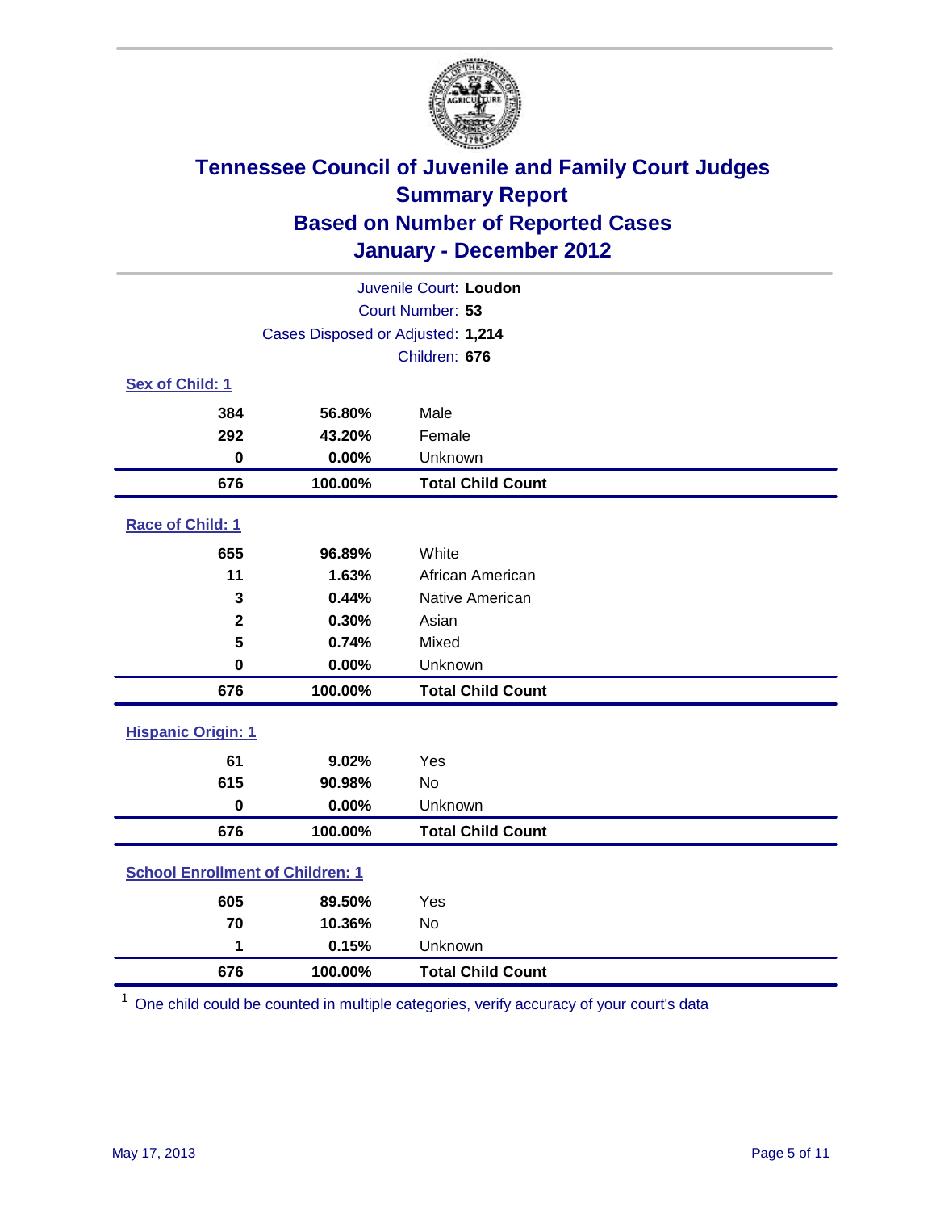# Tennessee Council of Juvenile and Family Court Judges
## Summary Report
## Based on Number of Reported Cases
## January - December 2012

Juvenile Court: **Loudon**
Court Number: **53**
Cases Disposed or Adjusted: **1,214**
Children: **676**

### Sex of Child: 1

| | | |
|---|---|---|
| 384 | 56.80% | Male |
| 292 | 43.20% | Female |
| 0 | 0.00% | Unknown |
| **676** | **100.00%** | **Total Child Count** |

### Race of Child: 1

| | | |
|---|---|---|
| 655 | 96.89% | White |
| 11 | 1.63% | African American |
| 3 | 0.44% | Native American |
| 2 | 0.30% | Asian |
| 5 | 0.74% | Mixed |
| 0 | 0.00% | Unknown |
| **676** | **100.00%** | **Total Child Count** |

### Hispanic Origin: 1

| | | |
|---|---|---|
| 61 | 9.02% | Yes |
| 615 | 90.98% | No |
| 0 | 0.00% | Unknown |
| **676** | **100.00%** | **Total Child Count** |

### School Enrollment of Children: 1

| | | |
|---|---|---|
| 605 | 89.50% | Yes |
| 70 | 10.36% | No |
| 1 | 0.15% | Unknown |
| **676** | **100.00%** | **Total Child Count** |

[1] One child could be counted in multiple categories, verify accuracy of your court's data

May 17, 2013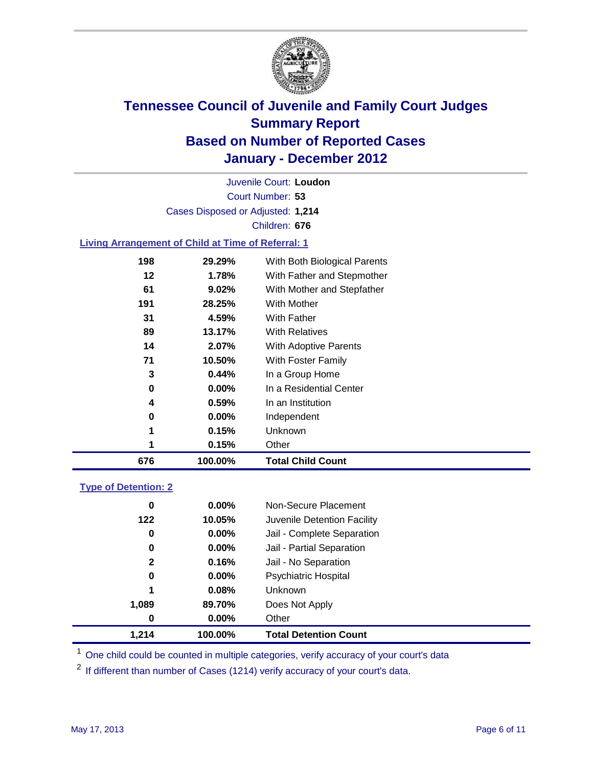# Tennessee Council of Juvenile and Family Court Judges
## Summary Report
## Based on Number of Reported Cases
## January - December 2012

Juvenile Court: **Loudon**
Court Number: **53**
Cases Disposed or Adjusted: **1,214**
Children: **676**

### Living Arrangement of Child at Time of Referral: 1

| Count | Percent | Category |
|---|---|---|
| 198 | 29.29% | With Both Biological Parents |
| 12 | 1.78% | With Father and Stepmother |
| 61 | 9.02% | With Mother and Stepfather |
| 191 | 28.25% | With Mother |
| 31 | 4.59% | With Father |
| 89 | 13.17% | With Relatives |
| 14 | 2.07% | With Adoptive Parents |
| 71 | 10.50% | With Foster Family |
| 3 | 0.44% | In a Group Home |
| 0 | 0.00% | In a Residential Center |
| 4 | 0.59% | In an Institution |
| 0 | 0.00% | Independent |
| 1 | 0.15% | Unknown |
| 1 | 0.15% | Other |
| **676** | **100.00%** | **Total Child Count** |

### Type of Detention: 2

| Count | Percent | Category |
|---|---|---|
| 0 | 0.00% | Non-Secure Placement |
| 122 | 10.05% | Juvenile Detention Facility |
| 0 | 0.00% | Jail - Complete Separation |
| 0 | 0.00% | Jail - Partial Separation |
| 2 | 0.16% | Jail - No Separation |
| 0 | 0.00% | Psychiatric Hospital |
| 1 | 0.08% | Unknown |
| 1,089 | 89.70% | Does Not Apply |
| 0 | 0.00% | Other |
| **1,214** | **100.00%** | **Total Detention Count** |

[1] One child could be counted in multiple categories, verify accuracy of your court's data

[2] If different than number of Cases (1214) verify accuracy of your court's data.

May 17, 2013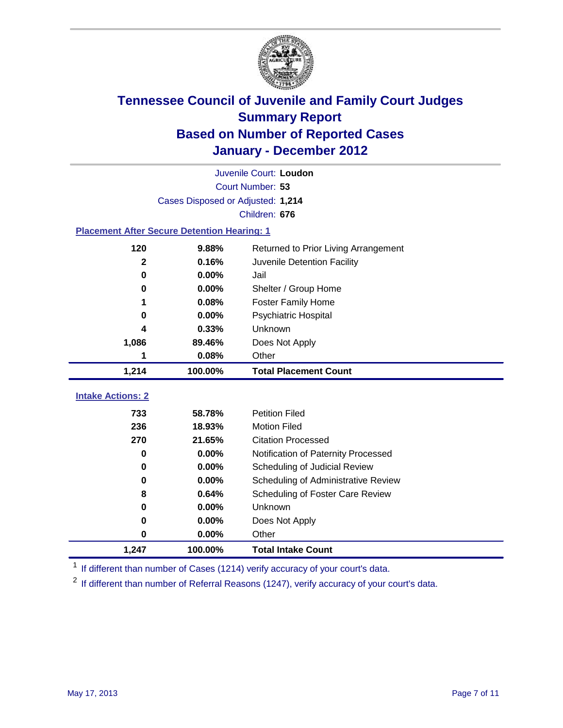# Tennessee Council of Juvenile and Family Court Judges
# Summary Report
# Based on Number of Reported Cases
# January - December 2012

Juvenile Court: **Loudon**

Court Number: **53**

Cases Disposed or Adjusted: **1,214**

Children: **676**

### Placement After Secure Detention Hearing: 1

| | | |
|---|---|---|
| 120 | 9.88% | Returned to Prior Living Arrangement |
| 2 | 0.16% | Juvenile Detention Facility |
| 0 | 0.00% | Jail |
| 0 | 0.00% | Shelter / Group Home |
| 1 | 0.08% | Foster Family Home |
| 0 | 0.00% | Psychiatric Hospital |
| 4 | 0.33% | Unknown |
| 1,086 | 89.46% | Does Not Apply |
| 1 | 0.08% | Other |
| **1,214** | **100.00%** | **Total Placement Count** |

### Intake Actions: 2

| | | |
|---|---|---|
| 733 | 58.78% | Petition Filed |
| 236 | 18.93% | Motion Filed |
| 270 | 21.65% | Citation Processed |
| 0 | 0.00% | Notification of Paternity Processed |
| 0 | 0.00% | Scheduling of Judicial Review |
| 0 | 0.00% | Scheduling of Administrative Review |
| 8 | 0.64% | Scheduling of Foster Care Review |
| 0 | 0.00% | Unknown |
| 0 | 0.00% | Does Not Apply |
| 0 | 0.00% | Other |
| **1,247** | **100.00%** | **Total Intake Count** |

[1] If different than number of Cases (1214) verify accuracy of your court's data.

[2] If different than number of Referral Reasons (1247), verify accuracy of your court's data.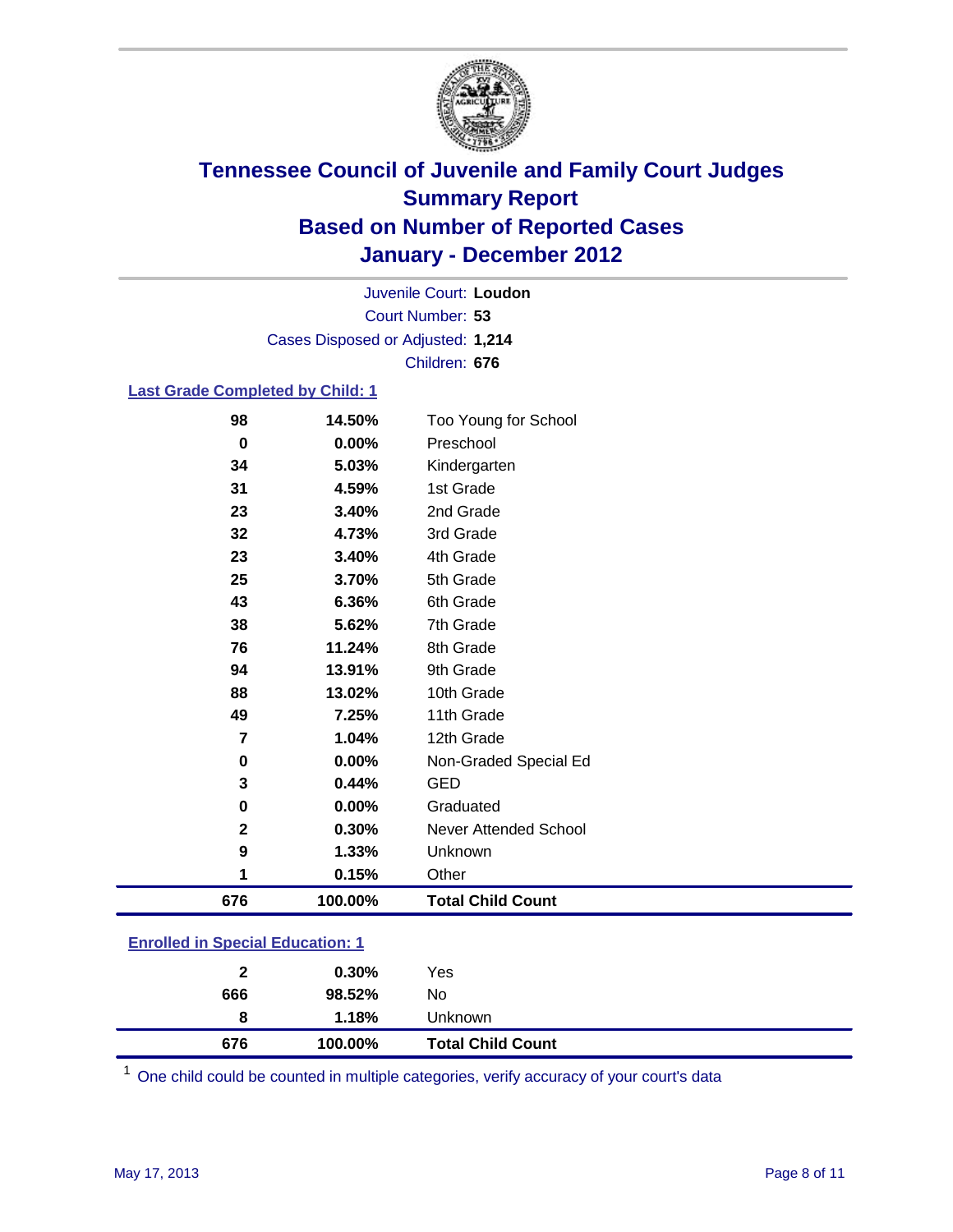# Tennessee Council of Juvenile and Family Court Judges
## Summary Report
## Based on Number of Reported Cases
## January - December 2012

Juvenile Court: **Loudon**
Court Number: **53**
Cases Disposed or Adjusted: **1,214**
Children: **676**

### Last Grade Completed by Child: 1

| | | |
|---|---|---|
| 98 | 14.50% | Too Young for School |
| 0 | 0.00% | Preschool |
| 34 | 5.03% | Kindergarten |
| 31 | 4.59% | 1st Grade |
| 23 | 3.40% | 2nd Grade |
| 32 | 4.73% | 3rd Grade |
| 23 | 3.40% | 4th Grade |
| 25 | 3.70% | 5th Grade |
| 43 | 6.36% | 6th Grade |
| 38 | 5.62% | 7th Grade |
| 76 | 11.24% | 8th Grade |
| 94 | 13.91% | 9th Grade |
| 88 | 13.02% | 10th Grade |
| 49 | 7.25% | 11th Grade |
| 7 | 1.04% | 12th Grade |
| 0 | 0.00% | Non-Graded Special Ed |
| 3 | 0.44% | GED |
| 0 | 0.00% | Graduated |
| 2 | 0.30% | Never Attended School |
| 9 | 1.33% | Unknown |
| 1 | 0.15% | Other |
| **676** | **100.00%** | **Total Child Count** |

### Enrolled in Special Education: 1

| | | |
|---|---|---|
| 2 | 0.30% | Yes |
| 666 | 98.52% | No |
| 8 | 1.18% | Unknown |
| **676** | **100.00%** | **Total Child Count** |

[1] One child could be counted in multiple categories, verify accuracy of your court's data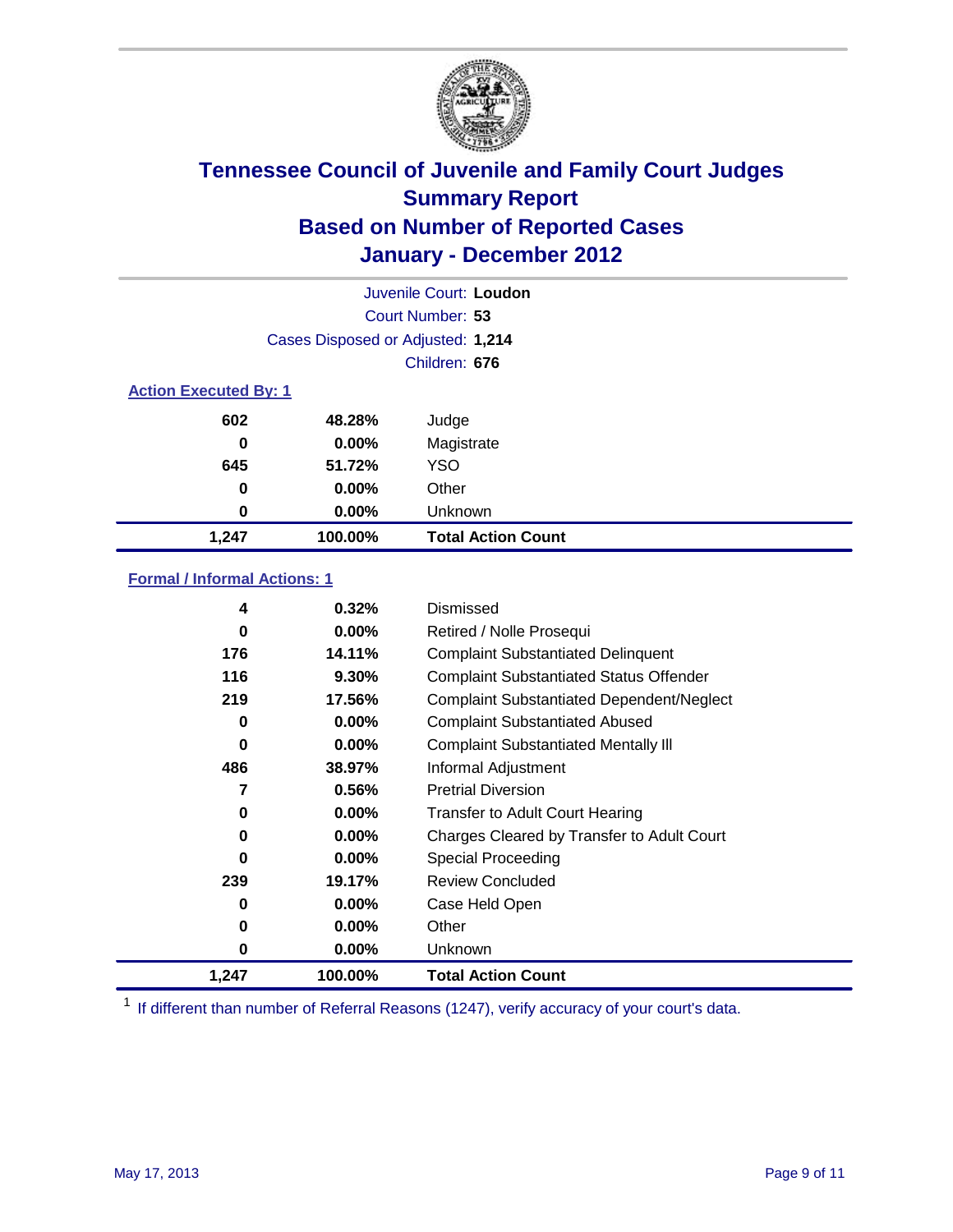# Tennessee Council of Juvenile and Family Court Judges
## Summary Report
## Based on Number of Reported Cases
## January - December 2012

Juvenile Court: **Loudon**

Court Number: **53**

Cases Disposed or Adjusted: **1,214**

Children: **676**

### Action Executed By: 1

| Count | Percent | Action |
|---|---|---|
| 602 | 48.28% | Judge |
| 0 | 0.00% | Magistrate |
| 645 | 51.72% | YSO |
| 0 | 0.00% | Other |
| 0 | 0.00% | Unknown |
| **1,247** | **100.00%** | **Total Action Count** |

### Formal / Informal Actions: 1

| Count | Percent | Action |
|---|---|---|
| 4 | 0.32% | Dismissed |
| 0 | 0.00% | Retired / Nolle Prosequi |
| 176 | 14.11% | Complaint Substantiated Delinquent |
| 116 | 9.30% | Complaint Substantiated Status Offender |
| 219 | 17.56% | Complaint Substantiated Dependent/Neglect |
| 0 | 0.00% | Complaint Substantiated Abused |
| 0 | 0.00% | Complaint Substantiated Mentally Ill |
| 486 | 38.97% | Informal Adjustment |
| 7 | 0.56% | Pretrial Diversion |
| 0 | 0.00% | Transfer to Adult Court Hearing |
| 0 | 0.00% | Charges Cleared by Transfer to Adult Court |
| 0 | 0.00% | Special Proceeding |
| 239 | 19.17% | Review Concluded |
| 0 | 0.00% | Case Held Open |
| 0 | 0.00% | Other |
| 0 | 0.00% | Unknown |
| **1,247** | **100.00%** | **Total Action Count** |

[1] If different than number of Referral Reasons (1247), verify accuracy of your court's data.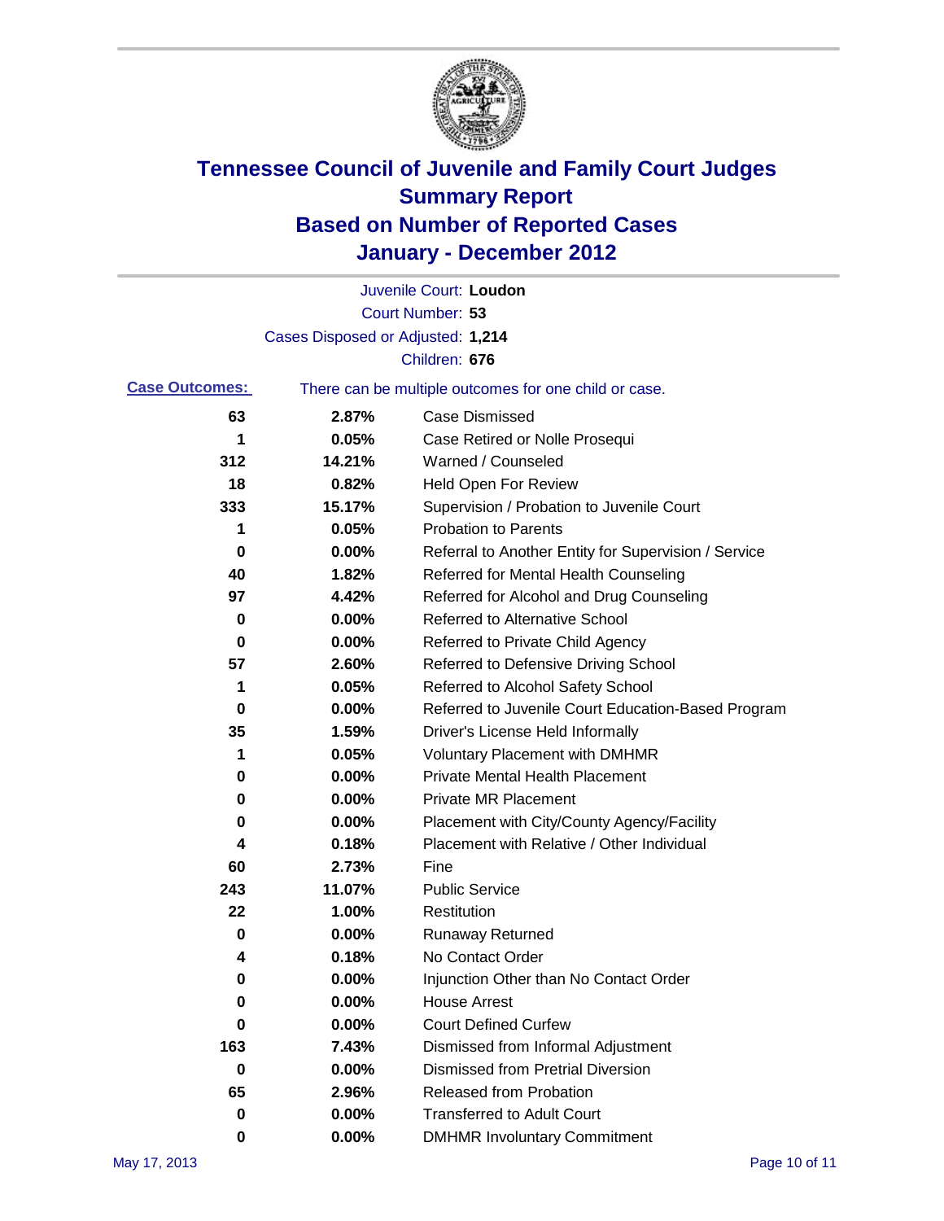# Tennessee Council of Juvenile and Family Court Judges
# Summary Report
# Based on Number of Reported Cases
# January - December 2012

Juvenile Court: **Loudon**
Court Number: **53**
Cases Disposed or Adjusted: **1,214**
Children: **676**

**Case Outcomes:** There can be multiple outcomes for one child or case.

| Count | Percent | Outcome |
|---|---|---|
| 63 | 2.87% | Case Dismissed |
| 1 | 0.05% | Case Retired or Nolle Prosequi |
| 312 | 14.21% | Warned / Counseled |
| 18 | 0.82% | Held Open For Review |
| 333 | 15.17% | Supervision / Probation to Juvenile Court |
| 1 | 0.05% | Probation to Parents |
| 0 | 0.00% | Referral to Another Entity for Supervision / Service |
| 40 | 1.82% | Referred for Mental Health Counseling |
| 97 | 4.42% | Referred for Alcohol and Drug Counseling |
| 0 | 0.00% | Referred to Alternative School |
| 0 | 0.00% | Referred to Private Child Agency |
| 57 | 2.60% | Referred to Defensive Driving School |
| 1 | 0.05% | Referred to Alcohol Safety School |
| 0 | 0.00% | Referred to Juvenile Court Education-Based Program |
| 35 | 1.59% | Driver's License Held Informally |
| 1 | 0.05% | Voluntary Placement with DMHMR |
| 0 | 0.00% | Private Mental Health Placement |
| 0 | 0.00% | Private MR Placement |
| 0 | 0.00% | Placement with City/County Agency/Facility |
| 4 | 0.18% | Placement with Relative / Other Individual |
| 60 | 2.73% | Fine |
| 243 | 11.07% | Public Service |
| 22 | 1.00% | Restitution |
| 0 | 0.00% | Runaway Returned |
| 4 | 0.18% | No Contact Order |
| 0 | 0.00% | Injunction Other than No Contact Order |
| 0 | 0.00% | House Arrest |
| 0 | 0.00% | Court Defined Curfew |
| 163 | 7.43% | Dismissed from Informal Adjustment |
| 0 | 0.00% | Dismissed from Pretrial Diversion |
| 65 | 2.96% | Released from Probation |
| 0 | 0.00% | Transferred to Adult Court |
| 0 | 0.00% | DMHMR Involuntary Commitment |

May 17, 2013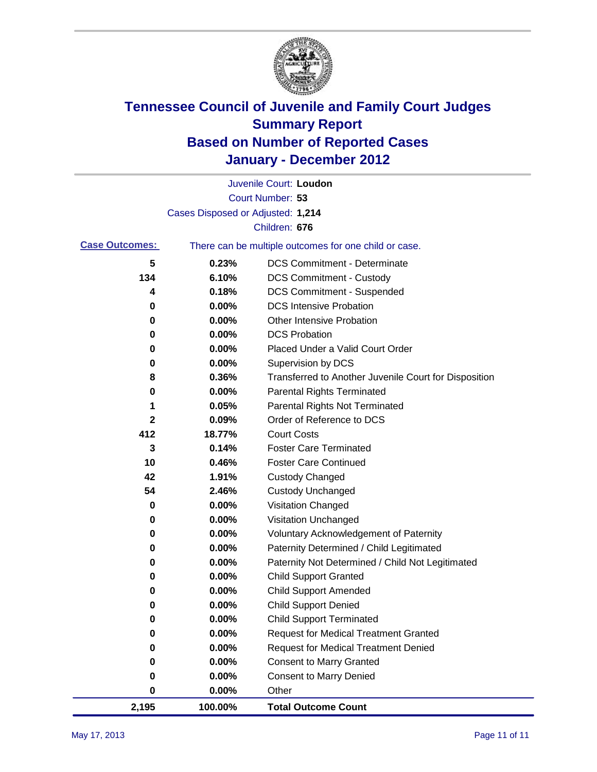# Tennessee Council of Juvenile and Family Court Judges
# Summary Report
# Based on Number of Reported Cases
# January - December 2012

Juvenile Court: **Loudon**

Court Number: **53**

Cases Disposed or Adjusted: **1,214**

Children: **676**

**Case Outcomes:** There can be multiple outcomes for one child or case.

| | | |
|---|---|---|
| 5 | 0.23% | DCS Commitment - Determinate |
| 134 | 6.10% | DCS Commitment - Custody |
| 4 | 0.18% | DCS Commitment - Suspended |
| 0 | 0.00% | DCS Intensive Probation |
| 0 | 0.00% | Other Intensive Probation |
| 0 | 0.00% | DCS Probation |
| 0 | 0.00% | Placed Under a Valid Court Order |
| 0 | 0.00% | Supervision by DCS |
| 8 | 0.36% | Transferred to Another Juvenile Court for Disposition |
| 0 | 0.00% | Parental Rights Terminated |
| 1 | 0.05% | Parental Rights Not Terminated |
| 2 | 0.09% | Order of Reference to DCS |
| 412 | 18.77% | Court Costs |
| 3 | 0.14% | Foster Care Terminated |
| 10 | 0.46% | Foster Care Continued |
| 42 | 1.91% | Custody Changed |
| 54 | 2.46% | Custody Unchanged |
| 0 | 0.00% | Visitation Changed |
| 0 | 0.00% | Visitation Unchanged |
| 0 | 0.00% | Voluntary Acknowledgement of Paternity |
| 0 | 0.00% | Paternity Determined / Child Legitimated |
| 0 | 0.00% | Paternity Not Determined / Child Not Legitimated |
| 0 | 0.00% | Child Support Granted |
| 0 | 0.00% | Child Support Amended |
| 0 | 0.00% | Child Support Denied |
| 0 | 0.00% | Child Support Terminated |
| 0 | 0.00% | Request for Medical Treatment Granted |
| 0 | 0.00% | Request for Medical Treatment Denied |
| 0 | 0.00% | Consent to Marry Granted |
| 0 | 0.00% | Consent to Marry Denied |
| 0 | 0.00% | Other |
| **2,195** | **100.00%** | **Total Outcome Count** |